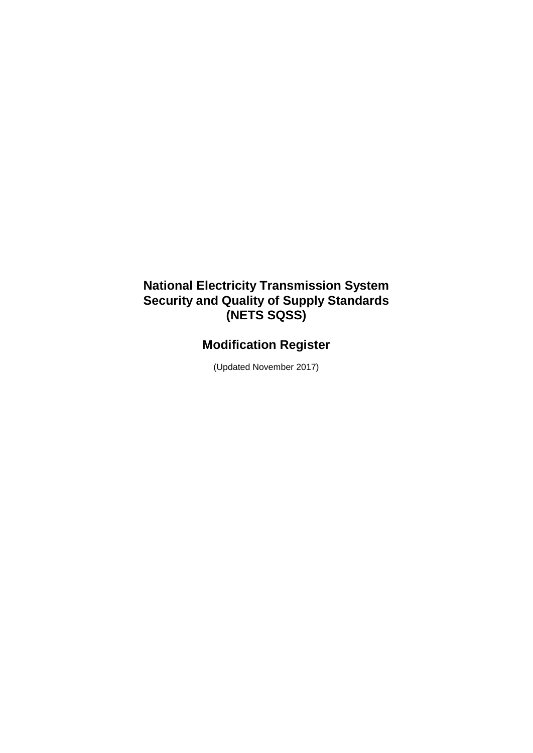# National Electricity Transmission System Security and Quality of Supply Standards (NETS SQSS)

## Modification Register

(Updated November 2017)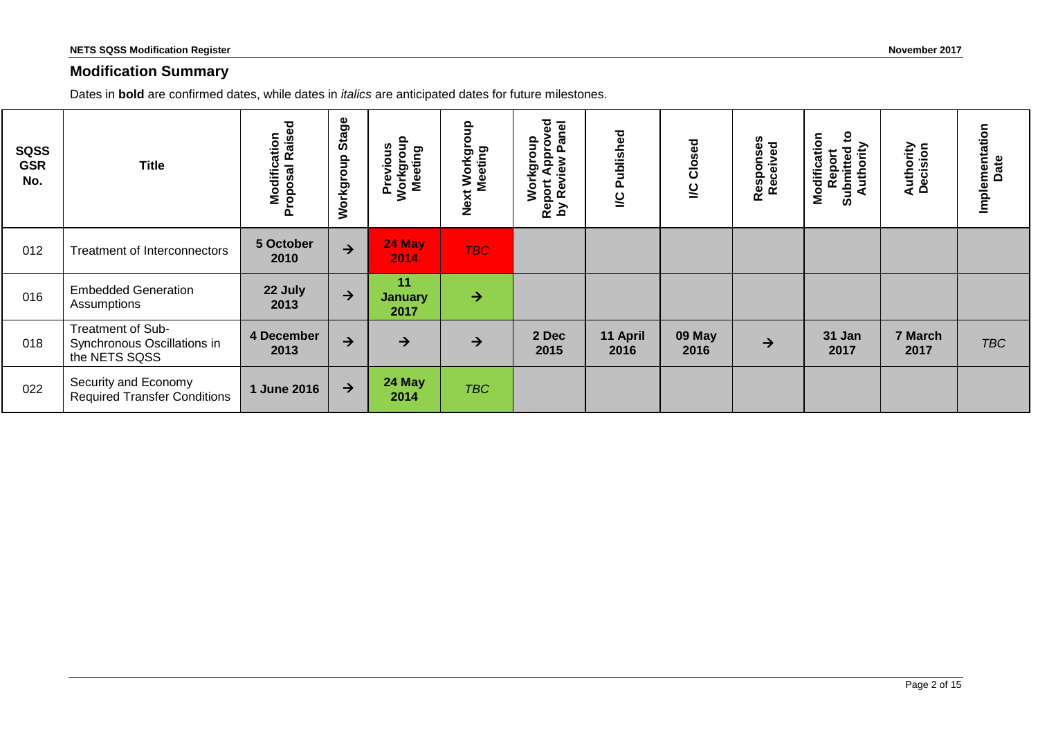## Modification Summary

Dates in **bold** are confirmed dates, while dates in *italics* are anticipated dates for future milestones.

| SQSS GSR No. | Title | Modification Proposal Raised | Workgroup Stage | Previous Workgroup Meeting | Next Workgroup Meeting | Workgroup Report Approved by Review Panel | I/C Published | I/C Closed | Responses Received | Modification Report Submitted to Authority | Authority Decision | Implementation Date |
|---|---|---|---|---|---|---|---|---|---|---|---|---|
| 012 | Treatment of Interconnectors | **5 October 2010** | → | **24 May 2014** | *TBC* | | | | | | | |
| 016 | Embedded Generation Assumptions | **22 July 2013** | → | **11 January 2017** | → | | | | | | | |
| 018 | Treatment of Sub-Synchronous Oscillations in the NETS SQSS | **4 December 2013** | → | → | → | **2 Dec 2015** | **11 April 2016** | **09 May 2016** | → | **31 Jan 2017** | **7 March 2017** | *TBC* |
| 022 | Security and Economy Required Transfer Conditions | **1 June 2016** | → | **24 May 2014** | *TBC* | | | | | | | |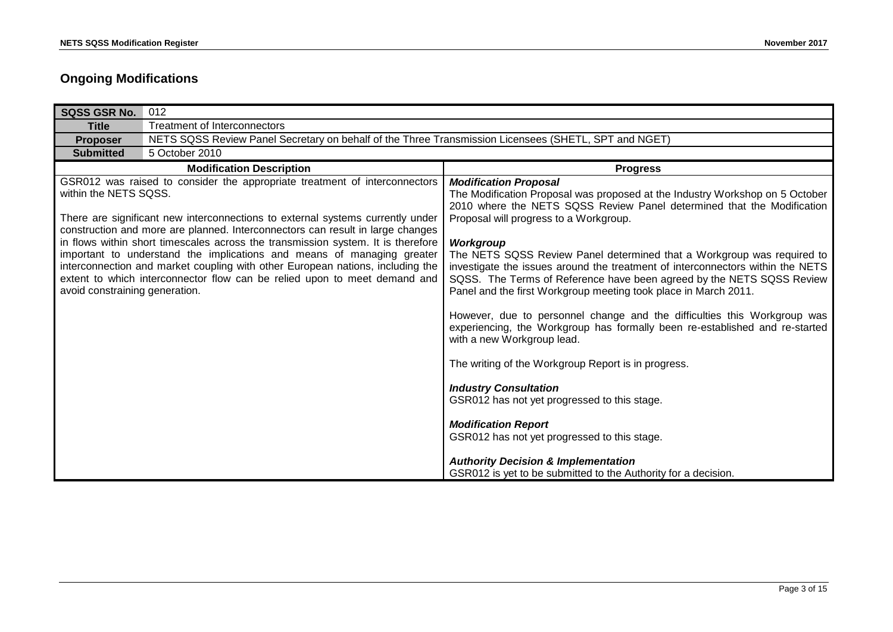## Ongoing Modifications

| **SQSS GSR No.** | 012 |
|---|---|
| **Title** | Treatment of Interconnectors |
| **Proposer** | NETS SQSS Review Panel Secretary on behalf of the Three Transmission Licensees (SHETL, SPT and NGET) |
| **Submitted** | 5 October 2010 |

| **Modification Description** | **Progress** |
|---|---|
| GSR012 was raised to consider the appropriate treatment of interconnectors within the NETS SQSS.<br><br>There are significant new interconnections to external systems currently under construction and more are planned. Interconnectors can result in large changes in flows within short timescales across the transmission system. It is therefore important to understand the implications and means of managing greater interconnection and market coupling with other European nations, including the extent to which interconnector flow can be relied upon to meet demand and avoid constraining generation. | ***Modification Proposal***<br>The Modification Proposal was proposed at the Industry Workshop on 5 October 2010 where the NETS SQSS Review Panel determined that the Modification Proposal will progress to a Workgroup.<br><br>***Workgroup***<br>The NETS SQSS Review Panel determined that a Workgroup was required to investigate the issues around the treatment of interconnectors within the NETS SQSS. The Terms of Reference have been agreed by the NETS SQSS Review Panel and the first Workgroup meeting took place in March 2011.<br><br>However, due to personnel change and the difficulties this Workgroup was experiencing, the Workgroup has formally been re-established and re-started with a new Workgroup lead.<br><br>The writing of the Workgroup Report is in progress.<br><br>***Industry Consultation***<br>GSR012 has not yet progressed to this stage.<br><br>***Modification Report***<br>GSR012 has not yet progressed to this stage.<br><br>***Authority Decision & Implementation***<br>GSR012 is yet to be submitted to the Authority for a decision. |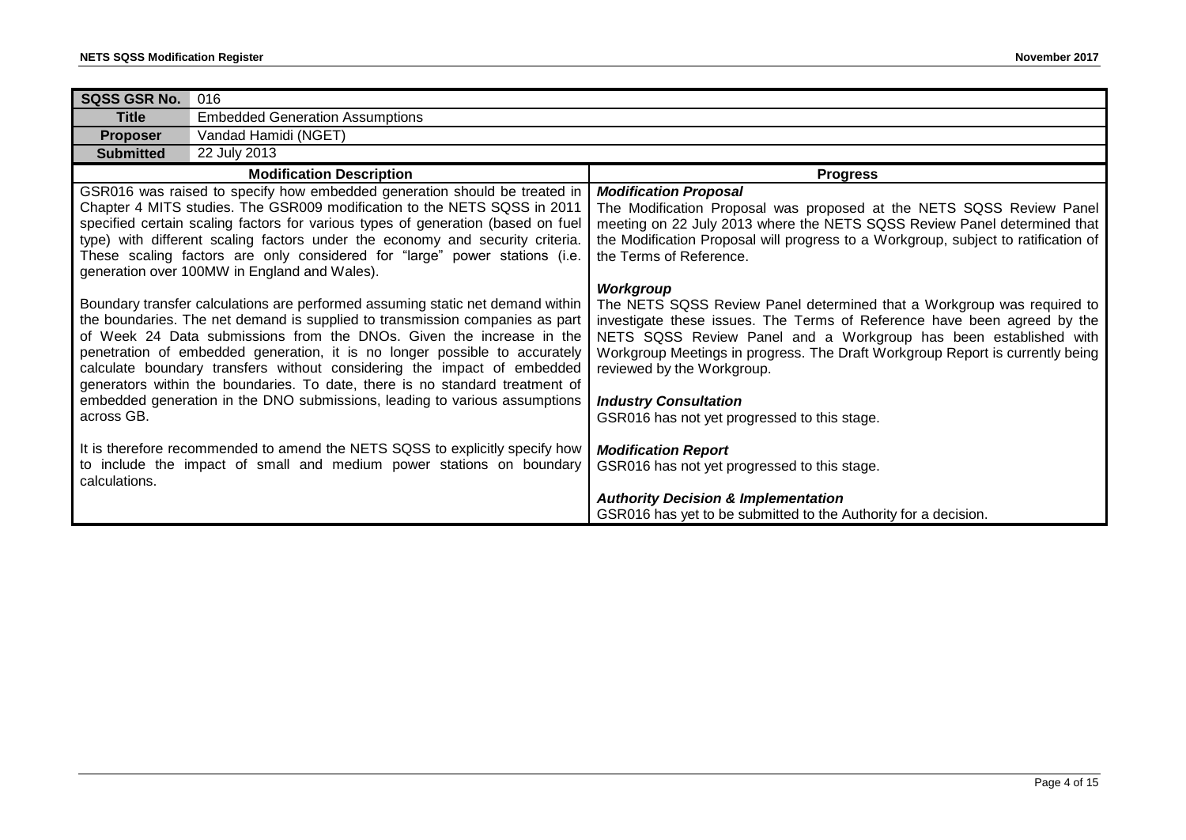| SQSS GSR No. | 016 |
|---|---|
| **Title** | Embedded Generation Assumptions |
| **Proposer** | Vandad Hamidi (NGET) |
| **Submitted** | 22 July 2013 |

| Modification Description | Progress |
|---|---|
| GSR016 was raised to specify how embedded generation should be treated in Chapter 4 MITS studies. The GSR009 modification to the NETS SQSS in 2011 specified certain scaling factors for various types of generation (based on fuel type) with different scaling factors under the economy and security criteria. These scaling factors are only considered for "large" power stations (i.e. generation over 100MW in England and Wales).<br><br>Boundary transfer calculations are performed assuming static net demand within the boundaries. The net demand is supplied to transmission companies as part of Week 24 Data submissions from the DNOs. Given the increase in the penetration of embedded generation, it is no longer possible to accurately calculate boundary transfers without considering the impact of embedded generators within the boundaries. To date, there is no standard treatment of embedded generation in the DNO submissions, leading to various assumptions across GB.<br><br>It is therefore recommended to amend the NETS SQSS to explicitly specify how to include the impact of small and medium power stations on boundary calculations. | ***Modification Proposal***<br>The Modification Proposal was proposed at the NETS SQSS Review Panel meeting on 22 July 2013 where the NETS SQSS Review Panel determined that the Modification Proposal will progress to a Workgroup, subject to ratification of the Terms of Reference.<br><br>***Workgroup***<br>The NETS SQSS Review Panel determined that a Workgroup was required to investigate these issues. The Terms of Reference have been agreed by the NETS SQSS Review Panel and a Workgroup has been established with Workgroup Meetings in progress. The Draft Workgroup Report is currently being reviewed by the Workgroup.<br><br>***Industry Consultation***<br>GSR016 has not yet progressed to this stage.<br><br>***Modification Report***<br>GSR016 has not yet progressed to this stage.<br><br>***Authority Decision & Implementation***<br>GSR016 has yet to be submitted to the Authority for a decision. |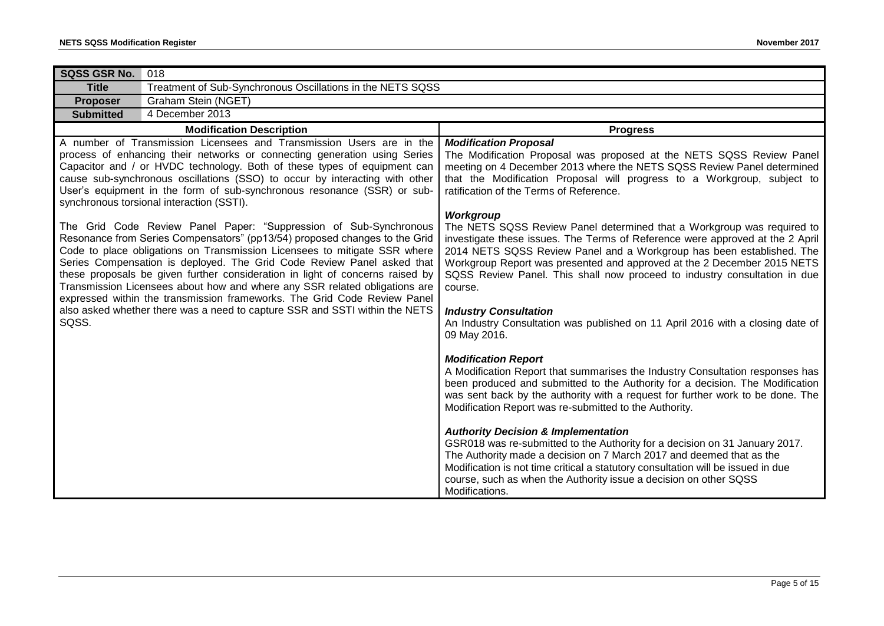| SQSS GSR No. | 018 |
|---|---|
| **Title** | Treatment of Sub-Synchronous Oscillations in the NETS SQSS |
| **Proposer** | Graham Stein (NGET) |
| **Submitted** | 4 December 2013 |

| Modification Description | Progress |
|---|---|
| A number of Transmission Licensees and Transmission Users are in the process of enhancing their networks or connecting generation using Series Capacitor and / or HVDC technology. Both of these types of equipment can cause sub-synchronous oscillations (SSO) to occur by interacting with other User's equipment in the form of sub-synchronous resonance (SSR) or sub-synchronous torsional interaction (SSTI).<br><br>The Grid Code Review Panel Paper: "Suppression of Sub-Synchronous Resonance from Series Compensators" (pp13/54) proposed changes to the Grid Code to place obligations on Transmission Licensees to mitigate SSR where Series Compensation is deployed. The Grid Code Review Panel asked that these proposals be given further consideration in light of concerns raised by Transmission Licensees about how and where any SSR related obligations are expressed within the transmission frameworks. The Grid Code Review Panel also asked whether there was a need to capture SSR and SSTI within the NETS SQSS. | ***Modification Proposal***<br>The Modification Proposal was proposed at the NETS SQSS Review Panel meeting on 4 December 2013 where the NETS SQSS Review Panel determined that the Modification Proposal will progress to a Workgroup, subject to ratification of the Terms of Reference.<br><br>***Workgroup***<br>The NETS SQSS Review Panel determined that a Workgroup was required to investigate these issues. The Terms of Reference were approved at the 2 April 2014 NETS SQSS Review Panel and a Workgroup has been established. The Workgroup Report was presented and approved at the 2 December 2015 NETS SQSS Review Panel. This shall now proceed to industry consultation in due course.<br><br>***Industry Consultation***<br>An Industry Consultation was published on 11 April 2016 with a closing date of 09 May 2016.<br><br>***Modification Report***<br>A Modification Report that summarises the Industry Consultation responses has been produced and submitted to the Authority for a decision. The Modification was sent back by the authority with a request for further work to be done. The Modification Report was re-submitted to the Authority.<br><br>***Authority Decision & Implementation***<br>GSR018 was re-submitted to the Authority for a decision on 31 January 2017. The Authority made a decision on 7 March 2017 and deemed that as the Modification is not time critical a statutory consultation will be issued in due course, such as when the Authority issue a decision on other SQSS Modifications. |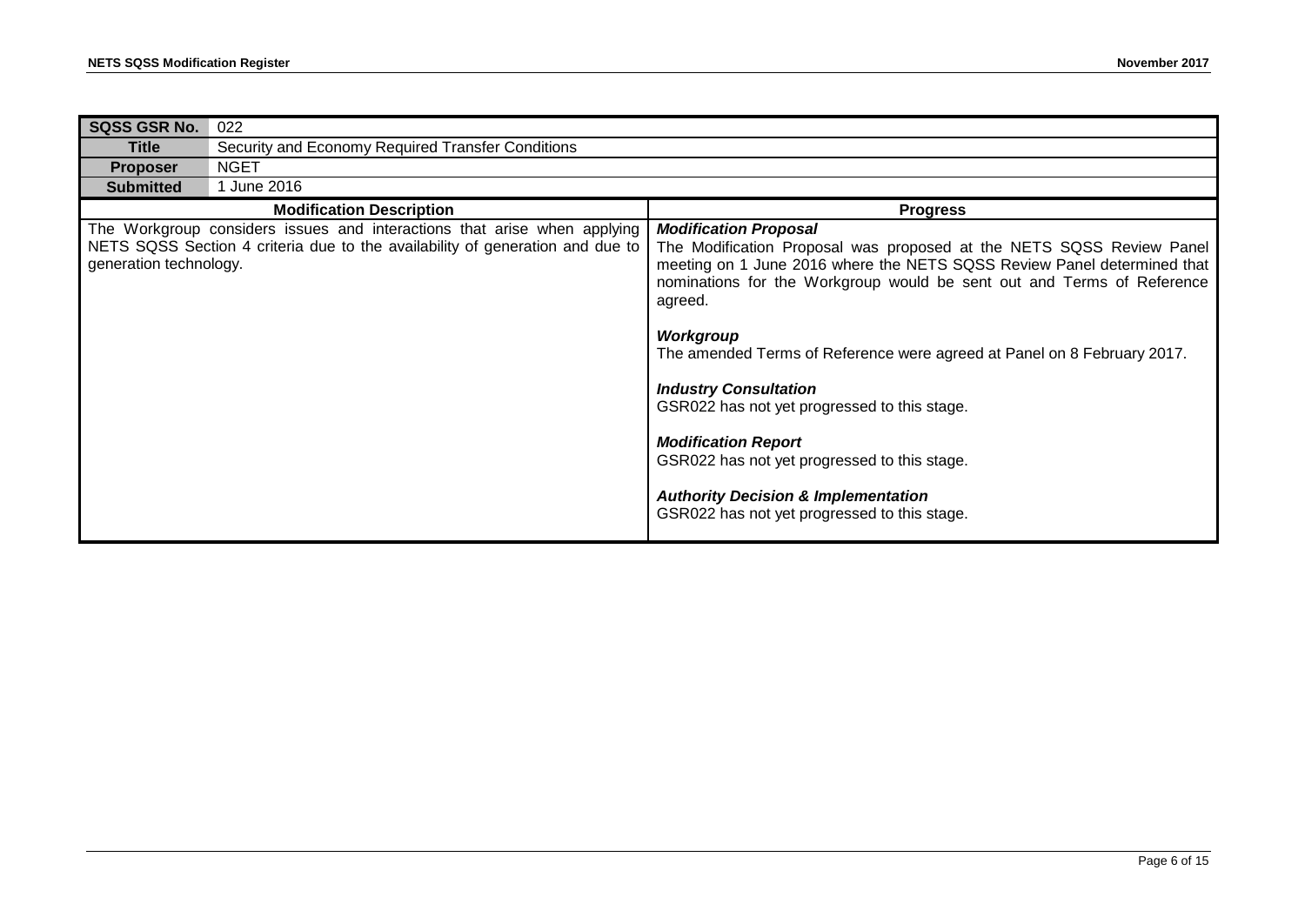| SQSS GSR No. | 022 |
|---|---|
| **Title** | Security and Economy Required Transfer Conditions |
| **Proposer** | NGET |
| **Submitted** | 1 June 2016 |

| Modification Description | Progress |
|---|---|
| The Workgroup considers issues and interactions that arise when applying NETS SQSS Section 4 criteria due to the availability of generation and due to generation technology. | ***Modification Proposal***<br>The Modification Proposal was proposed at the NETS SQSS Review Panel meeting on 1 June 2016 where the NETS SQSS Review Panel determined that nominations for the Workgroup would be sent out and Terms of Reference agreed.<br><br>***Workgroup***<br>The amended Terms of Reference were agreed at Panel on 8 February 2017.<br><br>***Industry Consultation***<br>GSR022 has not yet progressed to this stage.<br><br>***Modification Report***<br>GSR022 has not yet progressed to this stage.<br><br>***Authority Decision & Implementation***<br>GSR022 has not yet progressed to this stage. |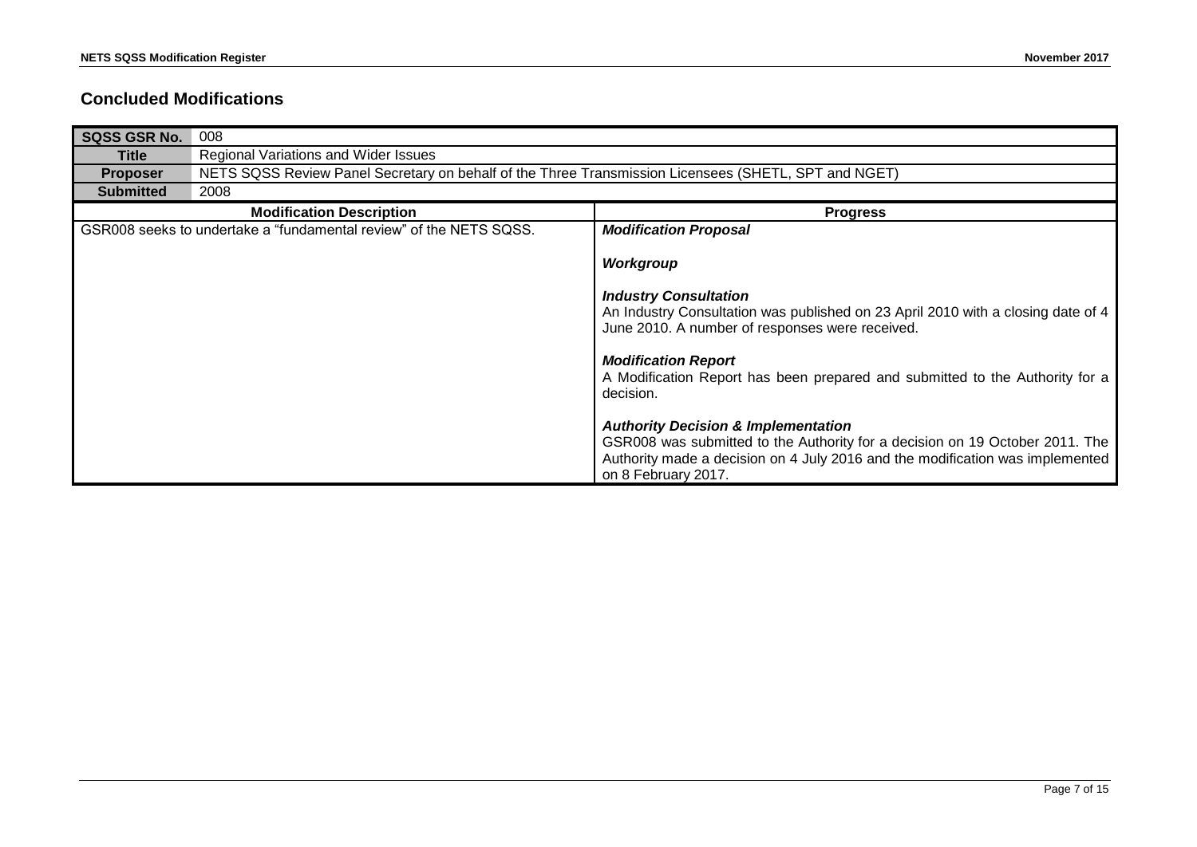## Concluded Modifications

| SQSS GSR No. | 008 |
|---|---|
| **Title** | Regional Variations and Wider Issues |
| **Proposer** | NETS SQSS Review Panel Secretary on behalf of the Three Transmission Licensees (SHETL, SPT and NGET) |
| **Submitted** | 2008 |

| Modification Description | Progress |
|---|---|
| GSR008 seeks to undertake a "fundamental review" of the NETS SQSS. | ***Modification Proposal***<br><br>***Workgroup***<br><br>***Industry Consultation***<br>An Industry Consultation was published on 23 April 2010 with a closing date of 4 June 2010. A number of responses were received.<br><br>***Modification Report***<br>A Modification Report has been prepared and submitted to the Authority for a decision.<br><br>***Authority Decision & Implementation***<br>GSR008 was submitted to the Authority for a decision on 19 October 2011. The Authority made a decision on 4 July 2016 and the modification was implemented on 8 February 2017. |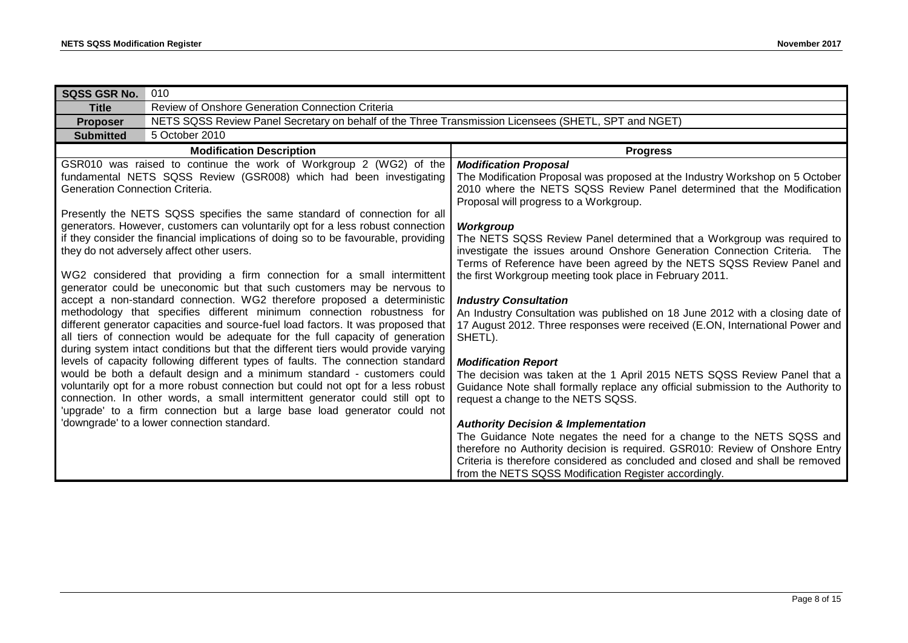| **SQSS GSR No.** | 010 |
|---|---|
| **Title** | Review of Onshore Generation Connection Criteria |
| **Proposer** | NETS SQSS Review Panel Secretary on behalf of the Three Transmission Licensees (SHETL, SPT and NGET) |
| **Submitted** | 5 October 2010 |

| **Modification Description** | **Progress** |
|---|---|
| GSR010 was raised to continue the work of Workgroup 2 (WG2) of the fundamental NETS SQSS Review (GSR008) which had been investigating Generation Connection Criteria.<br><br>Presently the NETS SQSS specifies the same standard of connection for all generators. However, customers can voluntarily opt for a less robust connection if they consider the financial implications of doing so to be favourable, providing they do not adversely affect other users.<br><br>WG2 considered that providing a firm connection for a small intermittent generator could be uneconomic but that such customers may be nervous to accept a non-standard connection. WG2 therefore proposed a deterministic methodology that specifies different minimum connection robustness for different generator capacities and source-fuel load factors. It was proposed that all tiers of connection would be adequate for the full capacity of generation during system intact conditions but that the different tiers would provide varying levels of capacity following different types of faults. The connection standard would be both a default design and a minimum standard - customers could voluntarily opt for a more robust connection but could not opt for a less robust connection. In other words, a small intermittent generator could still opt to 'upgrade' to a firm connection but a large base load generator could not 'downgrade' to a lower connection standard. | ***Modification Proposal***<br>The Modification Proposal was proposed at the Industry Workshop on 5 October 2010 where the NETS SQSS Review Panel determined that the Modification Proposal will progress to a Workgroup.<br><br>***Workgroup***<br>The NETS SQSS Review Panel determined that a Workgroup was required to investigate the issues around Onshore Generation Connection Criteria. The Terms of Reference have been agreed by the NETS SQSS Review Panel and the first Workgroup meeting took place in February 2011.<br><br>***Industry Consultation***<br>An Industry Consultation was published on 18 June 2012 with a closing date of 17 August 2012. Three responses were received (E.ON, International Power and SHETL).<br><br>***Modification Report***<br>The decision was taken at the 1 April 2015 NETS SQSS Review Panel that a Guidance Note shall formally replace any official submission to the Authority to request a change to the NETS SQSS.<br><br>***Authority Decision & Implementation***<br>The Guidance Note negates the need for a change to the NETS SQSS and therefore no Authority decision is required. GSR010: Review of Onshore Entry Criteria is therefore considered as concluded and closed and shall be removed from the NETS SQSS Modification Register accordingly. |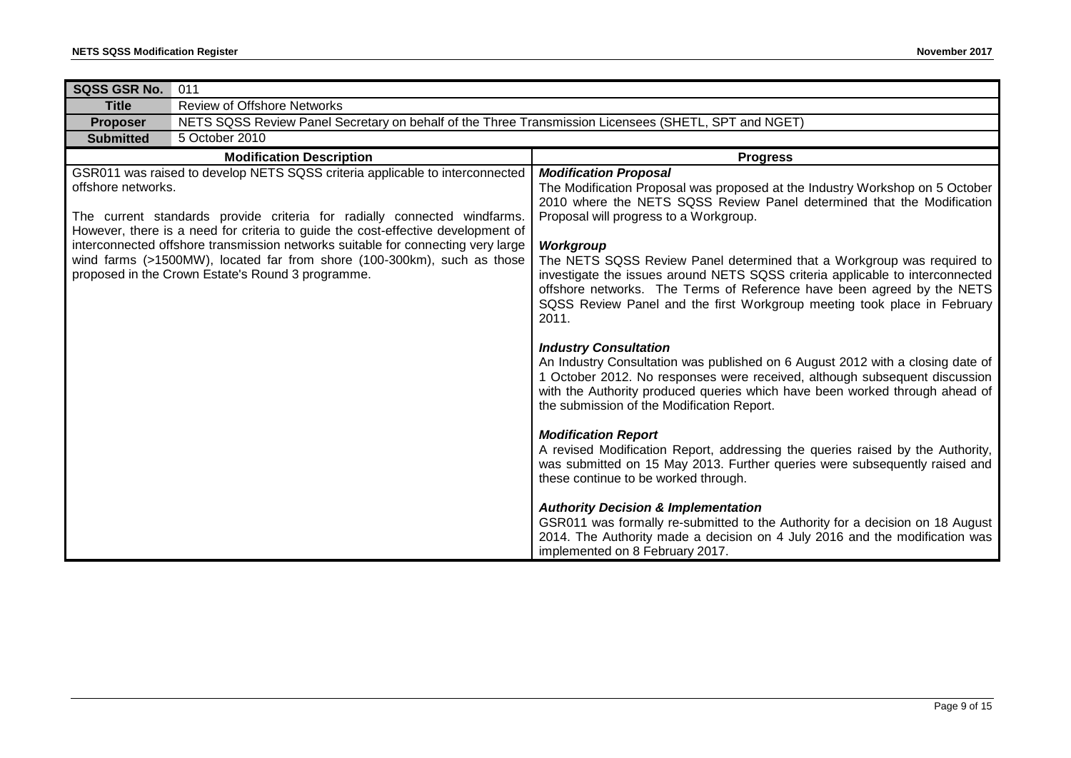| SQSS GSR No. | 011 |
|---|---|
| **Title** | Review of Offshore Networks |
| **Proposer** | NETS SQSS Review Panel Secretary on behalf of the Three Transmission Licensees (SHETL, SPT and NGET) |
| **Submitted** | 5 October 2010 |

| Modification Description | Progress |
|---|---|
| GSR011 was raised to develop NETS SQSS criteria applicable to interconnected offshore networks.<br><br>The current standards provide criteria for radially connected windfarms. However, there is a need for criteria to guide the cost-effective development of interconnected offshore transmission networks suitable for connecting very large wind farms (>1500MW), located far from shore (100-300km), such as those proposed in the Crown Estate's Round 3 programme. | ***Modification Proposal***<br>The Modification Proposal was proposed at the Industry Workshop on 5 October 2010 where the NETS SQSS Review Panel determined that the Modification Proposal will progress to a Workgroup.<br><br>***Workgroup***<br>The NETS SQSS Review Panel determined that a Workgroup was required to investigate the issues around NETS SQSS criteria applicable to interconnected offshore networks. The Terms of Reference have been agreed by the NETS SQSS Review Panel and the first Workgroup meeting took place in February 2011.<br><br>***Industry Consultation***<br>An Industry Consultation was published on 6 August 2012 with a closing date of 1 October 2012. No responses were received, although subsequent discussion with the Authority produced queries which have been worked through ahead of the submission of the Modification Report.<br><br>***Modification Report***<br>A revised Modification Report, addressing the queries raised by the Authority, was submitted on 15 May 2013. Further queries were subsequently raised and these continue to be worked through.<br><br>***Authority Decision & Implementation***<br>GSR011 was formally re-submitted to the Authority for a decision on 18 August 2014. The Authority made a decision on 4 July 2016 and the modification was implemented on 8 February 2017. |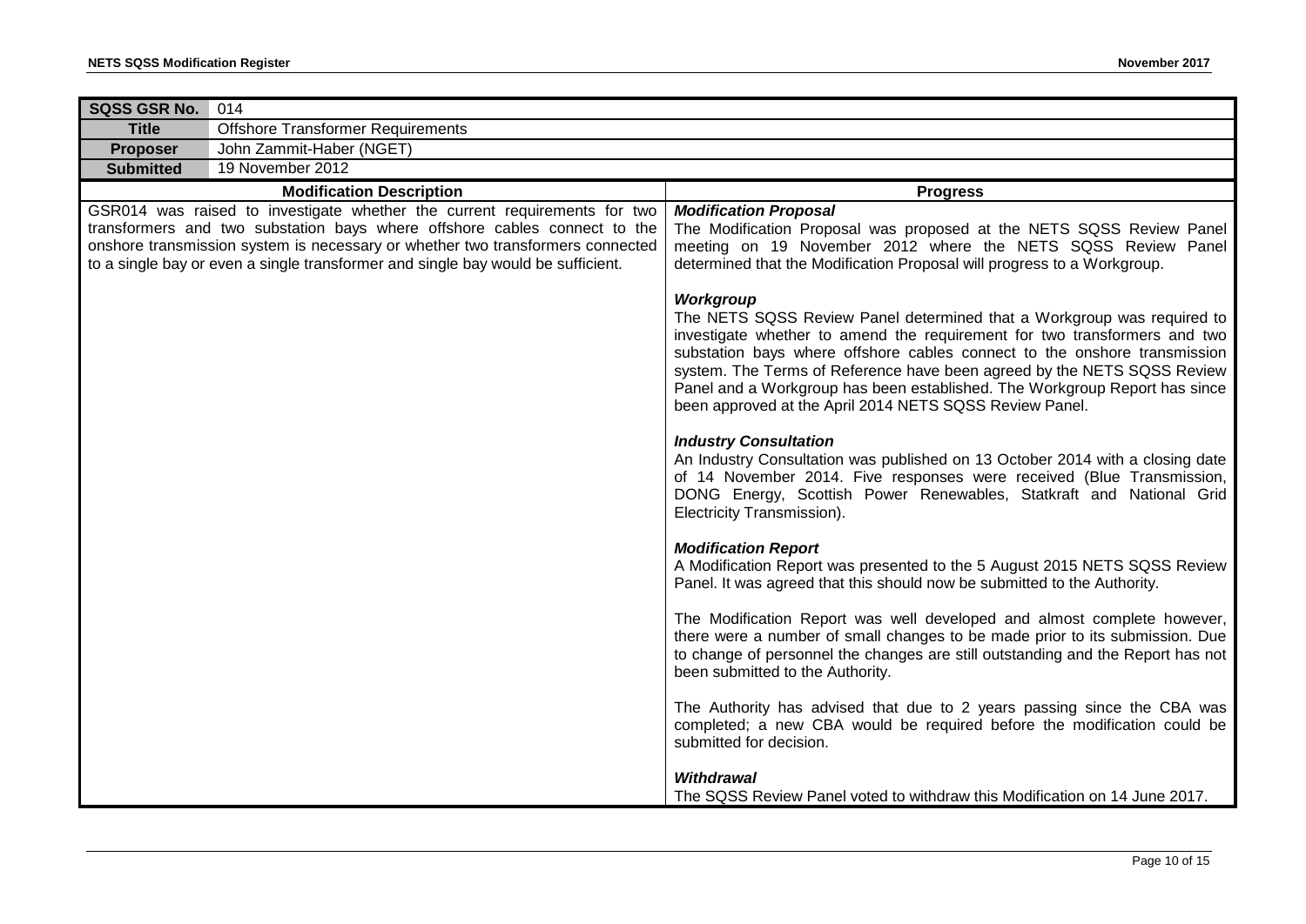| SQSS GSR No. | 014 |
| --- | --- |
| **Title** | Offshore Transformer Requirements |
| **Proposer** | John Zammit-Haber (NGET) |
| **Submitted** | 19 November 2012 |

| Modification Description | Progress |
| --- | --- |
| GSR014 was raised to investigate whether the current requirements for two transformers and two substation bays where offshore cables connect to the onshore transmission system is necessary or whether two transformers connected to a single bay or even a single transformer and single bay would be sufficient. | ***Modification Proposal*** <br> The Modification Proposal was proposed at the NETS SQSS Review Panel meeting on 19 November 2012 where the NETS SQSS Review Panel determined that the Modification Proposal will progress to a Workgroup. <br><br> ***Workgroup*** <br> The NETS SQSS Review Panel determined that a Workgroup was required to investigate whether to amend the requirement for two transformers and two substation bays where offshore cables connect to the onshore transmission system. The Terms of Reference have been agreed by the NETS SQSS Review Panel and a Workgroup has been established. The Workgroup Report has since been approved at the April 2014 NETS SQSS Review Panel. <br><br> ***Industry Consultation*** <br> An Industry Consultation was published on 13 October 2014 with a closing date of 14 November 2014. Five responses were received (Blue Transmission, DONG Energy, Scottish Power Renewables, Statkraft and National Grid Electricity Transmission). <br><br> ***Modification Report*** <br> A Modification Report was presented to the 5 August 2015 NETS SQSS Review Panel. It was agreed that this should now be submitted to the Authority. <br><br> The Modification Report was well developed and almost complete however, there were a number of small changes to be made prior to its submission. Due to change of personnel the changes are still outstanding and the Report has not been submitted to the Authority. <br><br> The Authority has advised that due to 2 years passing since the CBA was completed; a new CBA would be required before the modification could be submitted for decision. <br><br> ***Withdrawal*** <br> The SQSS Review Panel voted to withdraw this Modification on 14 June 2017. |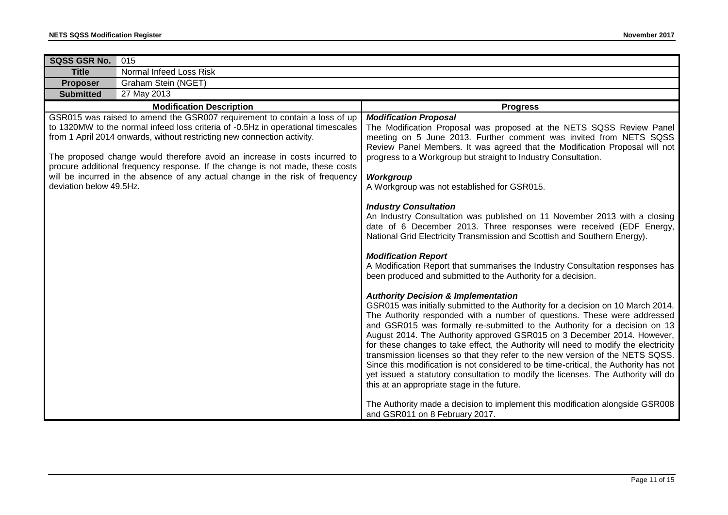| SQSS GSR No. | 015 |
|---|---|
| **Title** | Normal Infeed Loss Risk |
| **Proposer** | Graham Stein (NGET) |
| **Submitted** | 27 May 2013 |

| Modification Description | Progress |
|---|---|
| GSR015 was raised to amend the GSR007 requirement to contain a loss of up to 1320MW to the normal infeed loss criteria of -0.5Hz in operational timescales from 1 April 2014 onwards, without restricting new connection activity.<br><br>The proposed change would therefore avoid an increase in costs incurred to procure additional frequency response. If the change is not made, these costs will be incurred in the absence of any actual change in the risk of frequency deviation below 49.5Hz. | ***Modification Proposal***<br>The Modification Proposal was proposed at the NETS SQSS Review Panel meeting on 5 June 2013. Further comment was invited from NETS SQSS Review Panel Members. It was agreed that the Modification Proposal will not progress to a Workgroup but straight to Industry Consultation.<br><br>***Workgroup***<br>A Workgroup was not established for GSR015.<br><br>***Industry Consultation***<br>An Industry Consultation was published on 11 November 2013 with a closing date of 6 December 2013. Three responses were received (EDF Energy, National Grid Electricity Transmission and Scottish and Southern Energy).<br><br>***Modification Report***<br>A Modification Report that summarises the Industry Consultation responses has been produced and submitted to the Authority for a decision.<br><br>***Authority Decision & Implementation***<br>GSR015 was initially submitted to the Authority for a decision on 10 March 2014. The Authority responded with a number of questions. These were addressed and GSR015 was formally re-submitted to the Authority for a decision on 13 August 2014. The Authority approved GSR015 on 3 December 2014. However, for these changes to take effect, the Authority will need to modify the electricity transmission licenses so that they refer to the new version of the NETS SQSS. Since this modification is not considered to be time-critical, the Authority has not yet issued a statutory consultation to modify the licenses. The Authority will do this at an appropriate stage in the future.<br><br>The Authority made a decision to implement this modification alongside GSR008 and GSR011 on 8 February 2017. |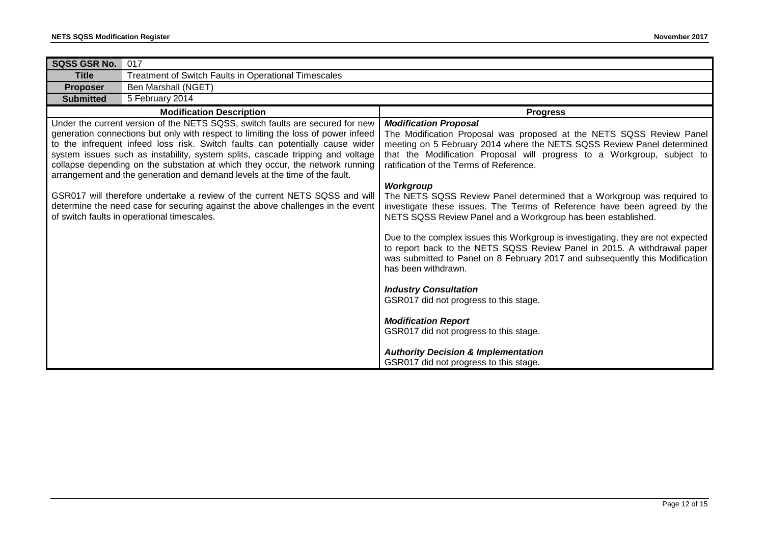| SQSS GSR No. | 017 |
|---|---|
| **Title** | Treatment of Switch Faults in Operational Timescales |
| **Proposer** | Ben Marshall (NGET) |
| **Submitted** | 5 February 2014 |

| Modification Description | Progress |
|---|---|
| Under the current version of the NETS SQSS, switch faults are secured for new generation connections but only with respect to limiting the loss of power infeed to the infrequent infeed loss risk. Switch faults can potentially cause wider system issues such as instability, system splits, cascade tripping and voltage collapse depending on the substation at which they occur, the network running arrangement and the generation and demand levels at the time of the fault.<br><br>GSR017 will therefore undertake a review of the current NETS SQSS and will determine the need case for securing against the above challenges in the event of switch faults in operational timescales. | ***Modification Proposal***<br>The Modification Proposal was proposed at the NETS SQSS Review Panel meeting on 5 February 2014 where the NETS SQSS Review Panel determined that the Modification Proposal will progress to a Workgroup, subject to ratification of the Terms of Reference.<br><br>***Workgroup***<br>The NETS SQSS Review Panel determined that a Workgroup was required to investigate these issues. The Terms of Reference have been agreed by the NETS SQSS Review Panel and a Workgroup has been established.<br><br>Due to the complex issues this Workgroup is investigating, they are not expected to report back to the NETS SQSS Review Panel in 2015. A withdrawal paper was submitted to Panel on 8 February 2017 and subsequently this Modification has been withdrawn.<br><br>***Industry Consultation***<br>GSR017 did not progress to this stage.<br><br>***Modification Report***<br>GSR017 did not progress to this stage.<br><br>***Authority Decision & Implementation***<br>GSR017 did not progress to this stage. |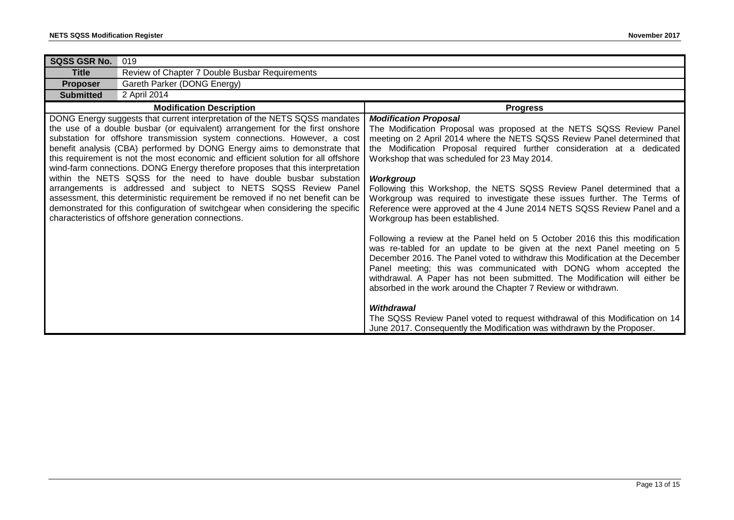| SQSS GSR No. | 019 |
|---|---|
| **Title** | Review of Chapter 7 Double Busbar Requirements |
| **Proposer** | Gareth Parker (DONG Energy) |
| **Submitted** | 2 April 2014 |

| Modification Description | Progress |
|---|---|
| DONG Energy suggests that current interpretation of the NETS SQSS mandates the use of a double busbar (or equivalent) arrangement for the first onshore substation for offshore transmission system connections. However, a cost benefit analysis (CBA) performed by DONG Energy aims to demonstrate that this requirement is not the most economic and efficient solution for all offshore wind-farm connections. DONG Energy therefore proposes that this interpretation within the NETS SQSS for the need to have double busbar substation arrangements is addressed and subject to NETS SQSS Review Panel assessment, this deterministic requirement be removed if no net benefit can be demonstrated for this configuration of switchgear when considering the specific characteristics of offshore generation connections. | ***Modification Proposal***<br>The Modification Proposal was proposed at the NETS SQSS Review Panel meeting on 2 April 2014 where the NETS SQSS Review Panel determined that the Modification Proposal required further consideration at a dedicated Workshop that was scheduled for 23 May 2014.<br><br>***Workgroup***<br>Following this Workshop, the NETS SQSS Review Panel determined that a Workgroup was required to investigate these issues further. The Terms of Reference were approved at the 4 June 2014 NETS SQSS Review Panel and a Workgroup has been established.<br><br>Following a review at the Panel held on 5 October 2016 this this modification was re-tabled for an update to be given at the next Panel meeting on 5 December 2016. The Panel voted to withdraw this Modification at the December Panel meeting; this was communicated with DONG whom accepted the withdrawal. A Paper has not been submitted. The Modification will either be absorbed in the work around the Chapter 7 Review or withdrawn.<br><br>***Withdrawal***<br>The SQSS Review Panel voted to request withdrawal of this Modification on 14 June 2017. Consequently the Modification was withdrawn by the Proposer. |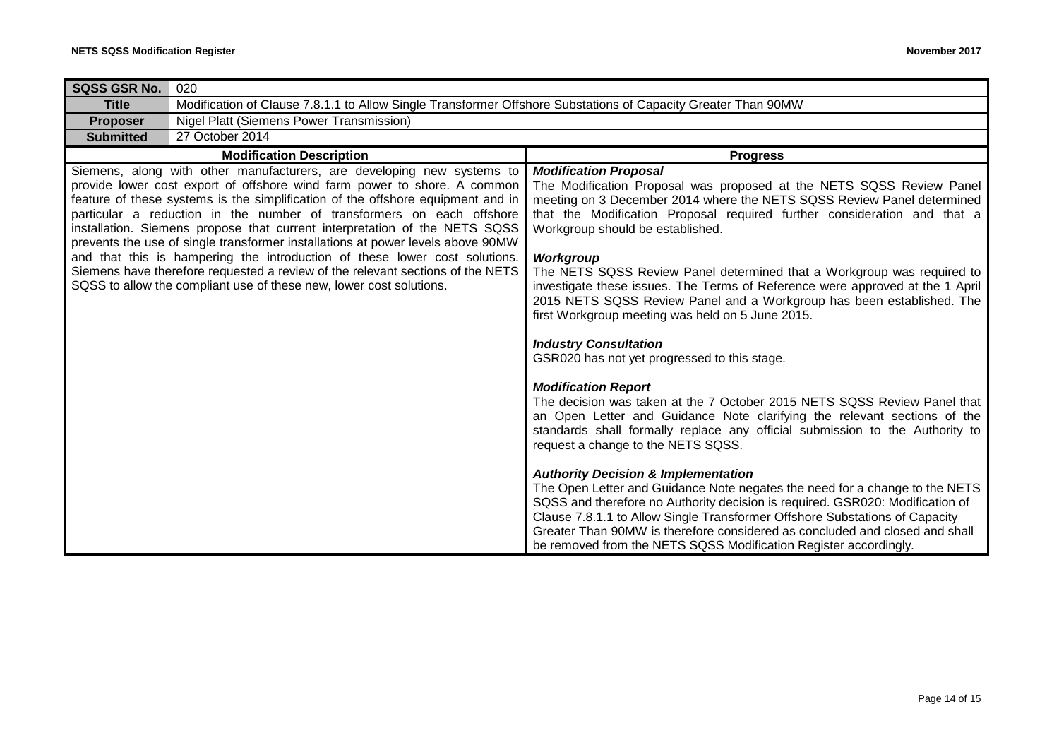| SQSS GSR No. | 020 |
| --- | --- |
| **Title** | Modification of Clause 7.8.1.1 to Allow Single Transformer Offshore Substations of Capacity Greater Than 90MW |
| **Proposer** | Nigel Platt (Siemens Power Transmission) |
| **Submitted** | 27 October 2014 |

| Modification Description | Progress |
| --- | --- |
| Siemens, along with other manufacturers, are developing new systems to provide lower cost export of offshore wind farm power to shore. A common feature of these systems is the simplification of the offshore equipment and in particular a reduction in the number of transformers on each offshore installation. Siemens propose that current interpretation of the NETS SQSS prevents the use of single transformer installations at power levels above 90MW and that this is hampering the introduction of these lower cost solutions. Siemens have therefore requested a review of the relevant sections of the NETS SQSS to allow the compliant use of these new, lower cost solutions. | ***Modification Proposal***<br>The Modification Proposal was proposed at the NETS SQSS Review Panel meeting on 3 December 2014 where the NETS SQSS Review Panel determined that the Modification Proposal required further consideration and that a Workgroup should be established.<br><br>***Workgroup***<br>The NETS SQSS Review Panel determined that a Workgroup was required to investigate these issues. The Terms of Reference were approved at the 1 April 2015 NETS SQSS Review Panel and a Workgroup has been established. The first Workgroup meeting was held on 5 June 2015.<br><br>***Industry Consultation***<br>GSR020 has not yet progressed to this stage.<br><br>***Modification Report***<br>The decision was taken at the 7 October 2015 NETS SQSS Review Panel that an Open Letter and Guidance Note clarifying the relevant sections of the standards shall formally replace any official submission to the Authority to request a change to the NETS SQSS.<br><br>***Authority Decision & Implementation***<br>The Open Letter and Guidance Note negates the need for a change to the NETS SQSS and therefore no Authority decision is required. GSR020: Modification of Clause 7.8.1.1 to Allow Single Transformer Offshore Substations of Capacity Greater Than 90MW is therefore considered as concluded and closed and shall be removed from the NETS SQSS Modification Register accordingly. |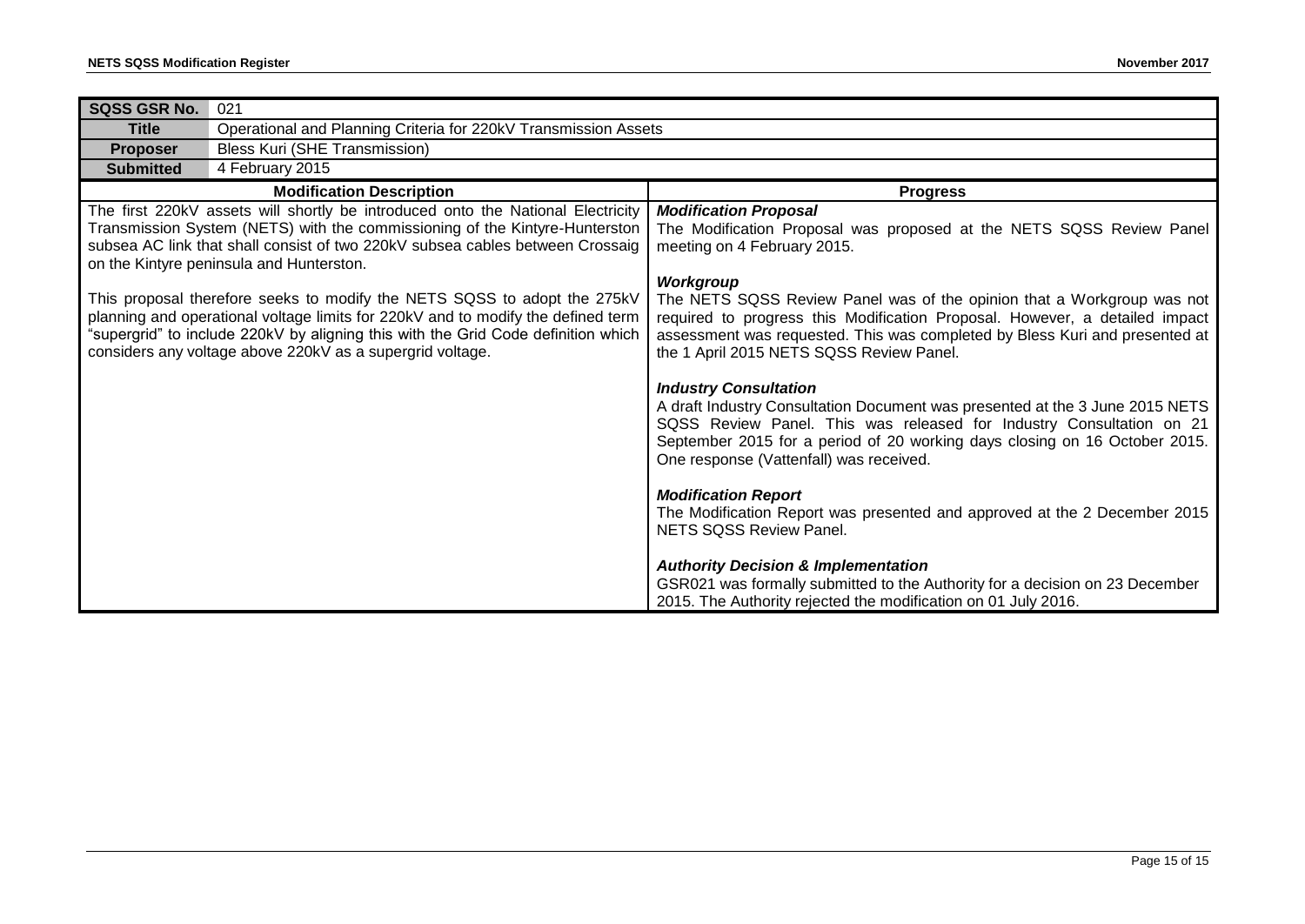| SQSS GSR No. | 021 |
|---|---|
| **Title** | Operational and Planning Criteria for 220kV Transmission Assets |
| **Proposer** | Bless Kuri (SHE Transmission) |
| **Submitted** | 4 February 2015 |

| Modification Description | Progress |
|---|---|
| The first 220kV assets will shortly be introduced onto the National Electricity Transmission System (NETS) with the commissioning of the Kintyre-Hunterston subsea AC link that shall consist of two 220kV subsea cables between Crossaig on the Kintyre peninsula and Hunterston.<br><br>This proposal therefore seeks to modify the NETS SQSS to adopt the 275kV planning and operational voltage limits for 220kV and to modify the defined term "supergrid" to include 220kV by aligning this with the Grid Code definition which considers any voltage above 220kV as a supergrid voltage. | ***Modification Proposal***<br>The Modification Proposal was proposed at the NETS SQSS Review Panel meeting on 4 February 2015.<br><br>***Workgroup***<br>The NETS SQSS Review Panel was of the opinion that a Workgroup was not required to progress this Modification Proposal. However, a detailed impact assessment was requested. This was completed by Bless Kuri and presented at the 1 April 2015 NETS SQSS Review Panel.<br><br>***Industry Consultation***<br>A draft Industry Consultation Document was presented at the 3 June 2015 NETS SQSS Review Panel. This was released for Industry Consultation on 21 September 2015 for a period of 20 working days closing on 16 October 2015. One response (Vattenfall) was received.<br><br>***Modification Report***<br>The Modification Report was presented and approved at the 2 December 2015 NETS SQSS Review Panel.<br><br>***Authority Decision & Implementation***<br>GSR021 was formally submitted to the Authority for a decision on 23 December 2015. The Authority rejected the modification on 01 July 2016. |